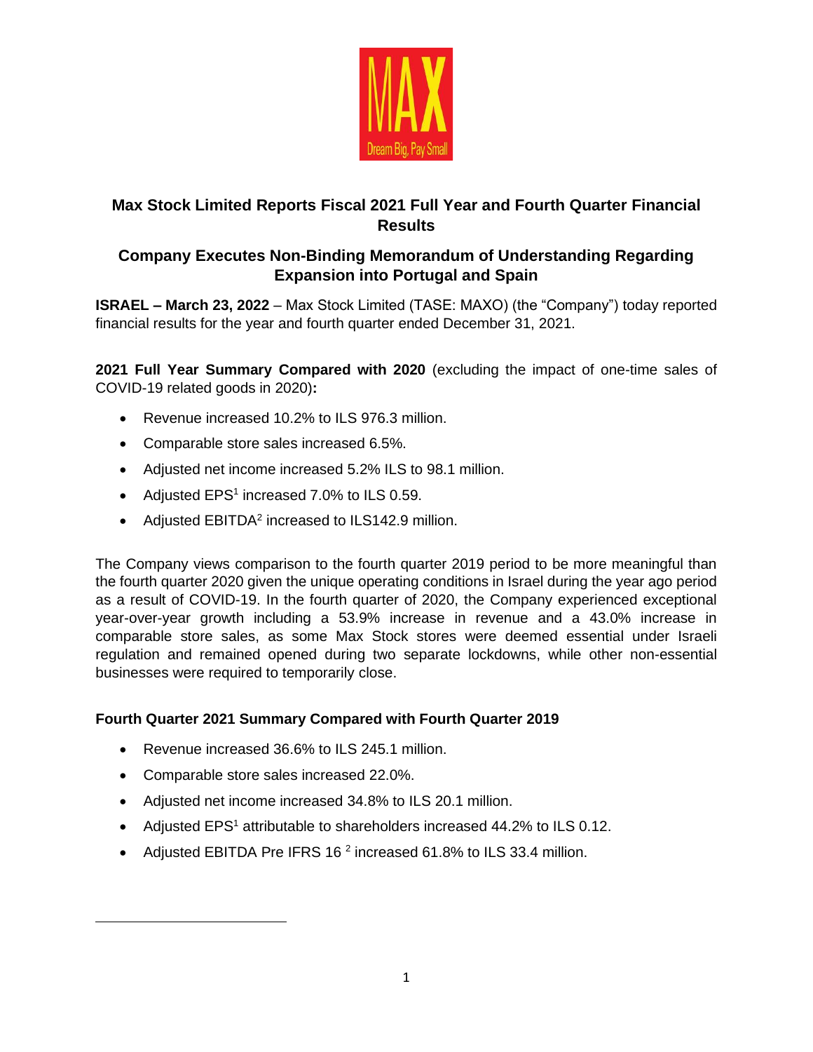# Max Stock Limited Reports Fiscal 2021 Full Year and Fourth Quarter Financial Results

## Company Executes Non-Binding Memorandum of Understanding Regarding Expansion into Portugal and Spain

**ISRAEL – March 23, 2022** – Max Stock Limited (TASE: MAXO) (the "Company") today reported financial results for the year and fourth quarter ended December 31, 2021.

**2021 Full Year Summary Compared with 2020** (excluding the impact of one-time sales of COVID-19 related goods in 2020)**:**

- Revenue increased 10.2% to ILS 976.3 million.
- Comparable store sales increased 6.5%.
- Adjusted net income increased 5.2% ILS to 98.1 million.
- Adjusted EPS[1] increased 7.0% to ILS 0.59.
- Adjusted EBITDA[2] increased to ILS142.9 million.

The Company views comparison to the fourth quarter 2019 period to be more meaningful than the fourth quarter 2020 given the unique operating conditions in Israel during the year ago period as a result of COVID-19. In the fourth quarter of 2020, the Company experienced exceptional year-over-year growth including a 53.9% increase in revenue and a 43.0% increase in comparable store sales, as some Max Stock stores were deemed essential under Israeli regulation and remained opened during two separate lockdowns, while other non-essential businesses were required to temporarily close.

### Fourth Quarter 2021 Summary Compared with Fourth Quarter 2019

- Revenue increased 36.6% to ILS 245.1 million.
- Comparable store sales increased 22.0%.
- Adjusted net income increased 34.8% to ILS 20.1 million.
- Adjusted EPS[1] attributable to shareholders increased 44.2% to ILS 0.12.
- Adjusted EBITDA Pre IFRS 16 [2] increased 61.8% to ILS 33.4 million.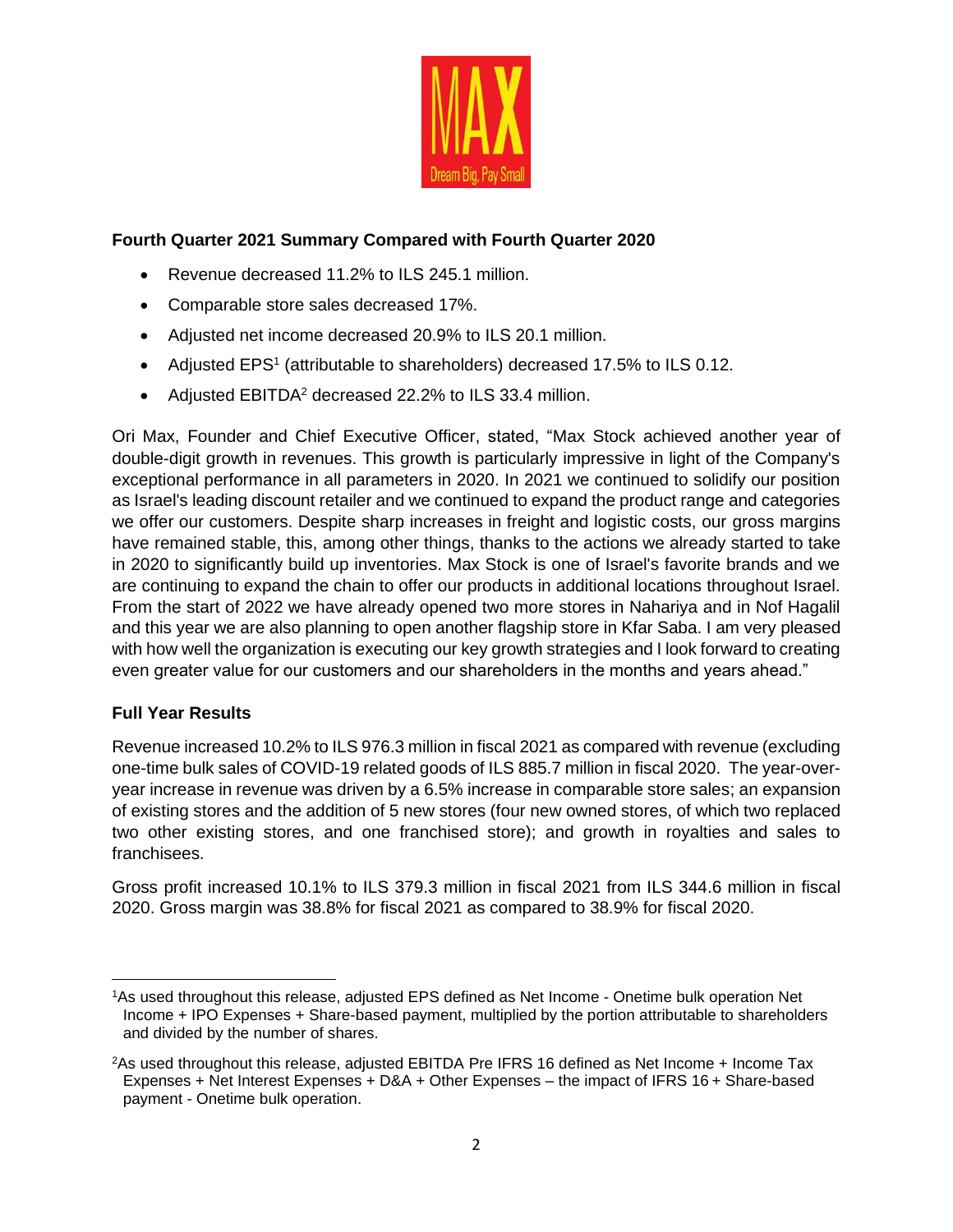**Fourth Quarter 2021 Summary Compared with Fourth Quarter 2020**

- Revenue decreased 11.2% to ILS 245.1 million.
- Comparable store sales decreased 17%.
- Adjusted net income decreased 20.9% to ILS 20.1 million.
- Adjusted EPS[1] (attributable to shareholders) decreased 17.5% to ILS 0.12.
- Adjusted EBITDA[2] decreased 22.2% to ILS 33.4 million.

Ori Max, Founder and Chief Executive Officer, stated, "Max Stock achieved another year of double-digit growth in revenues. This growth is particularly impressive in light of the Company's exceptional performance in all parameters in 2020. In 2021 we continued to solidify our position as Israel's leading discount retailer and we continued to expand the product range and categories we offer our customers. Despite sharp increases in freight and logistic costs, our gross margins have remained stable, this, among other things, thanks to the actions we already started to take in 2020 to significantly build up inventories. Max Stock is one of Israel's favorite brands and we are continuing to expand the chain to offer our products in additional locations throughout Israel. From the start of 2022 we have already opened two more stores in Nahariya and in Nof Hagalil and this year we are also planning to open another flagship store in Kfar Saba. I am very pleased with how well the organization is executing our key growth strategies and I look forward to creating even greater value for our customers and our shareholders in the months and years ahead."

**Full Year Results**

Revenue increased 10.2% to ILS 976.3 million in fiscal 2021 as compared with revenue (excluding one-time bulk sales of COVID-19 related goods of ILS 885.7 million in fiscal 2020. The year-over-year increase in revenue was driven by a 6.5% increase in comparable store sales; an expansion of existing stores and the addition of 5 new stores (four new owned stores, of which two replaced two other existing stores, and one franchised store); and growth in royalties and sales to franchisees.

Gross profit increased 10.1% to ILS 379.3 million in fiscal 2021 from ILS 344.6 million in fiscal 2020. Gross margin was 38.8% for fiscal 2021 as compared to 38.9% for fiscal 2020.

---

[1] As used throughout this release, adjusted EPS defined as Net Income - Onetime bulk operation Net Income + IPO Expenses + Share-based payment, multiplied by the portion attributable to shareholders and divided by the number of shares.

[2] As used throughout this release, adjusted EBITDA Pre IFRS 16 defined as Net Income + Income Tax Expenses + Net Interest Expenses + D&A + Other Expenses – the impact of IFRS 16 + Share-based payment - Onetime bulk operation.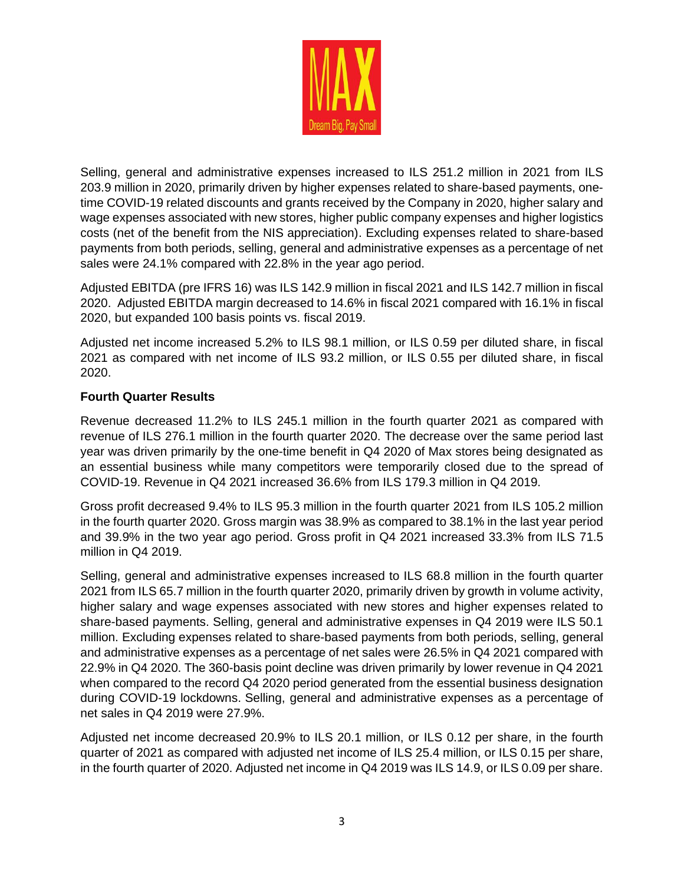Selling, general and administrative expenses increased to ILS 251.2 million in 2021 from ILS 203.9 million in 2020, primarily driven by higher expenses related to share-based payments, one-time COVID-19 related discounts and grants received by the Company in 2020, higher salary and wage expenses associated with new stores, higher public company expenses and higher logistics costs (net of the benefit from the NIS appreciation). Excluding expenses related to share-based payments from both periods, selling, general and administrative expenses as a percentage of net sales were 24.1% compared with 22.8% in the year ago period.

Adjusted EBITDA (pre IFRS 16) was ILS 142.9 million in fiscal 2021 and ILS 142.7 million in fiscal 2020. Adjusted EBITDA margin decreased to 14.6% in fiscal 2021 compared with 16.1% in fiscal 2020, but expanded 100 basis points vs. fiscal 2019.

Adjusted net income increased 5.2% to ILS 98.1 million, or ILS 0.59 per diluted share, in fiscal 2021 as compared with net income of ILS 93.2 million, or ILS 0.55 per diluted share, in fiscal 2020.

**Fourth Quarter Results**

Revenue decreased 11.2% to ILS 245.1 million in the fourth quarter 2021 as compared with revenue of ILS 276.1 million in the fourth quarter 2020. The decrease over the same period last year was driven primarily by the one-time benefit in Q4 2020 of Max stores being designated as an essential business while many competitors were temporarily closed due to the spread of COVID-19. Revenue in Q4 2021 increased 36.6% from ILS 179.3 million in Q4 2019.

Gross profit decreased 9.4% to ILS 95.3 million in the fourth quarter 2021 from ILS 105.2 million in the fourth quarter 2020. Gross margin was 38.9% as compared to 38.1% in the last year period and 39.9% in the two year ago period. Gross profit in Q4 2021 increased 33.3% from ILS 71.5 million in Q4 2019.

Selling, general and administrative expenses increased to ILS 68.8 million in the fourth quarter 2021 from ILS 65.7 million in the fourth quarter 2020, primarily driven by growth in volume activity, higher salary and wage expenses associated with new stores and higher expenses related to share-based payments. Selling, general and administrative expenses in Q4 2019 were ILS 50.1 million. Excluding expenses related to share-based payments from both periods, selling, general and administrative expenses as a percentage of net sales were 26.5% in Q4 2021 compared with 22.9% in Q4 2020. The 360-basis point decline was driven primarily by lower revenue in Q4 2021 when compared to the record Q4 2020 period generated from the essential business designation during COVID-19 lockdowns. Selling, general and administrative expenses as a percentage of net sales in Q4 2019 were 27.9%.

Adjusted net income decreased 20.9% to ILS 20.1 million, or ILS 0.12 per share, in the fourth quarter of 2021 as compared with adjusted net income of ILS 25.4 million, or ILS 0.15 per share, in the fourth quarter of 2020. Adjusted net income in Q4 2019 was ILS 14.9, or ILS 0.09 per share.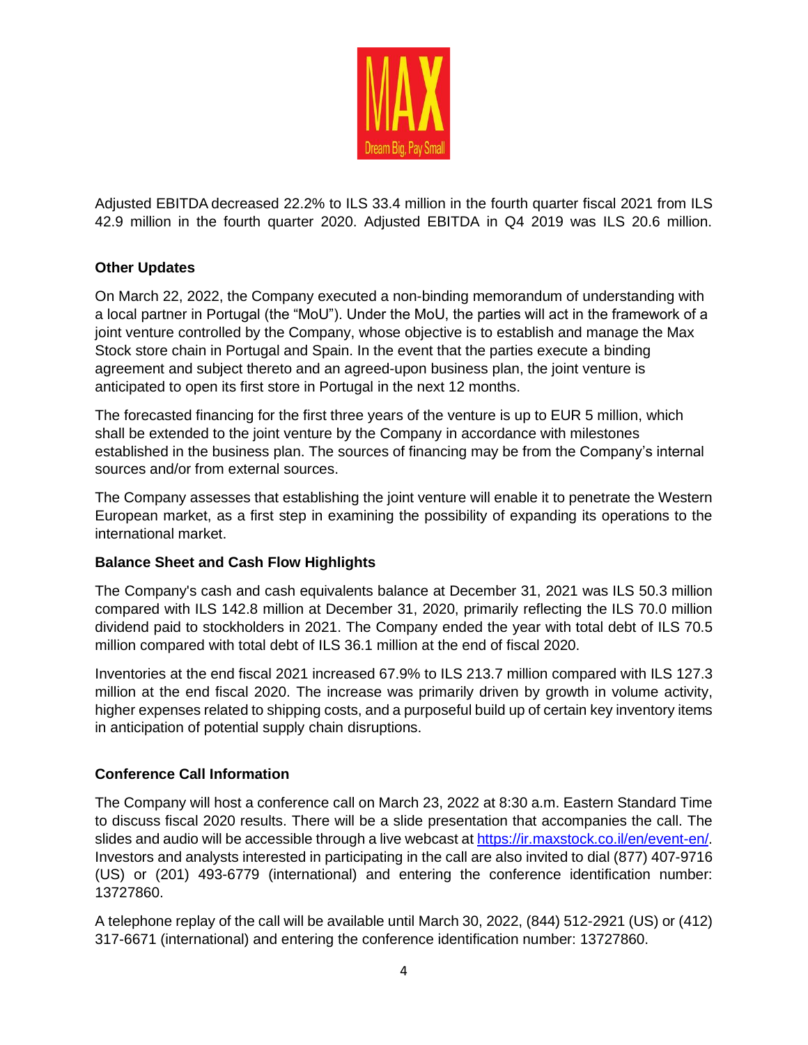Adjusted EBITDA decreased 22.2% to ILS 33.4 million in the fourth quarter fiscal 2021 from ILS 42.9 million in the fourth quarter 2020. Adjusted EBITDA in Q4 2019 was ILS 20.6 million.

**Other Updates**

On March 22, 2022, the Company executed a non-binding memorandum of understanding with a local partner in Portugal (the "MoU"). Under the MoU, the parties will act in the framework of a joint venture controlled by the Company, whose objective is to establish and manage the Max Stock store chain in Portugal and Spain. In the event that the parties execute a binding agreement and subject thereto and an agreed-upon business plan, the joint venture is anticipated to open its first store in Portugal in the next 12 months.

The forecasted financing for the first three years of the venture is up to EUR 5 million, which shall be extended to the joint venture by the Company in accordance with milestones established in the business plan. The sources of financing may be from the Company's internal sources and/or from external sources.

The Company assesses that establishing the joint venture will enable it to penetrate the Western European market, as a first step in examining the possibility of expanding its operations to the international market.

**Balance Sheet and Cash Flow Highlights**

The Company's cash and cash equivalents balance at December 31, 2021 was ILS 50.3 million compared with ILS 142.8 million at December 31, 2020, primarily reflecting the ILS 70.0 million dividend paid to stockholders in 2021. The Company ended the year with total debt of ILS 70.5 million compared with total debt of ILS 36.1 million at the end of fiscal 2020.

Inventories at the end fiscal 2021 increased 67.9% to ILS 213.7 million compared with ILS 127.3 million at the end fiscal 2020. The increase was primarily driven by growth in volume activity, higher expenses related to shipping costs, and a purposeful build up of certain key inventory items in anticipation of potential supply chain disruptions.

**Conference Call Information**

The Company will host a conference call on March 23, 2022 at 8:30 a.m. Eastern Standard Time to discuss fiscal 2020 results. There will be a slide presentation that accompanies the call. The slides and audio will be accessible through a live webcast at https://ir.maxstock.co.il/en/event-en/. Investors and analysts interested in participating in the call are also invited to dial (877) 407-9716 (US) or (201) 493-6779 (international) and entering the conference identification number: 13727860.

A telephone replay of the call will be available until March 30, 2022, (844) 512-2921 (US) or (412) 317-6671 (international) and entering the conference identification number: 13727860.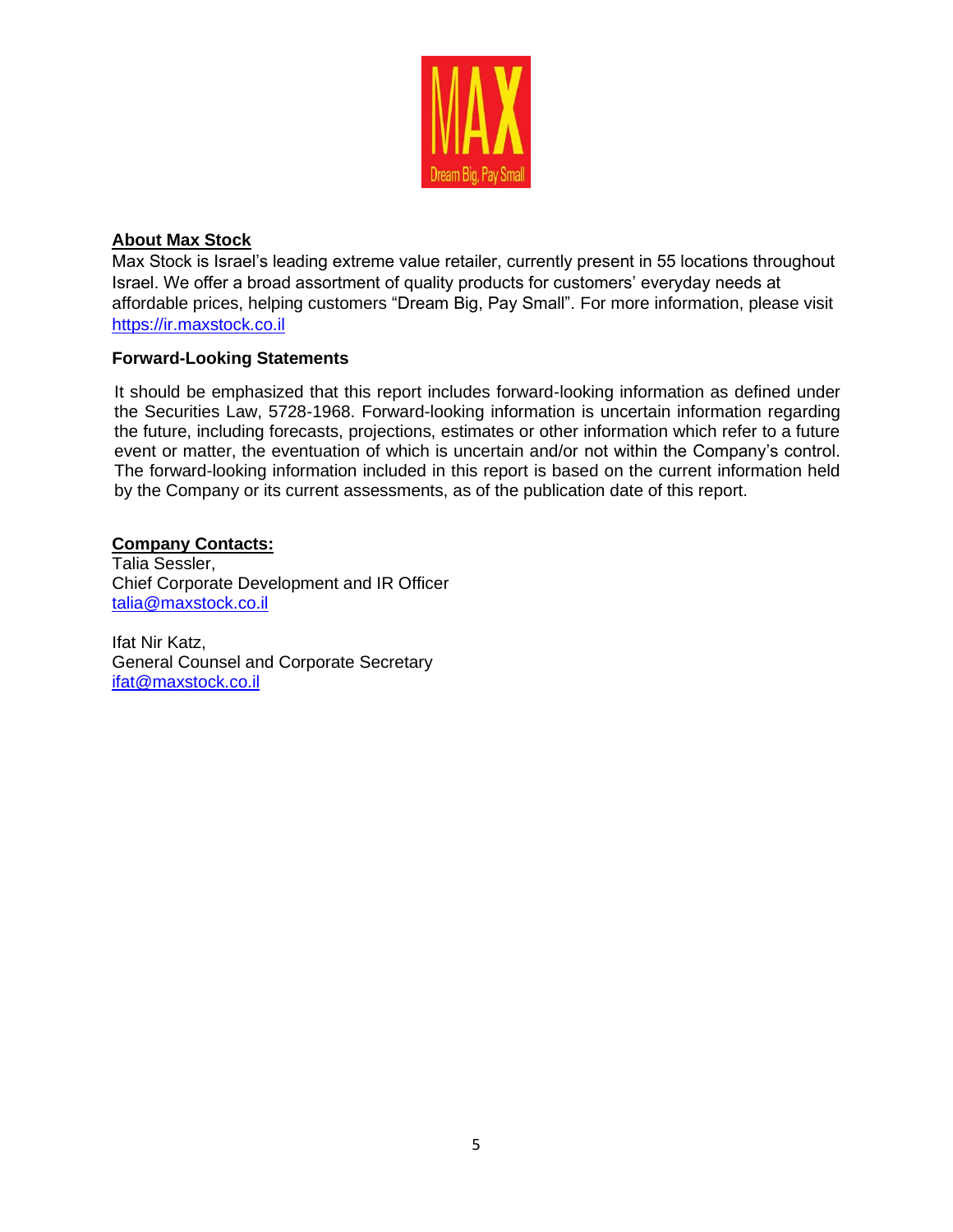**About Max Stock**

Max Stock is Israel's leading extreme value retailer, currently present in 55 locations throughout Israel. We offer a broad assortment of quality products for customers' everyday needs at affordable prices, helping customers "Dream Big, Pay Small". For more information, please visit https://ir.maxstock.co.il

**Forward-Looking Statements**

It should be emphasized that this report includes forward-looking information as defined under the Securities Law, 5728-1968. Forward-looking information is uncertain information regarding the future, including forecasts, projections, estimates or other information which refer to a future event or matter, the eventuation of which is uncertain and/or not within the Company's control. The forward-looking information included in this report is based on the current information held by the Company or its current assessments, as of the publication date of this report.

**Company Contacts:**

Talia Sessler,
Chief Corporate Development and IR Officer
talia@maxstock.co.il

Ifat Nir Katz,
General Counsel and Corporate Secretary
ifat@maxstock.co.il